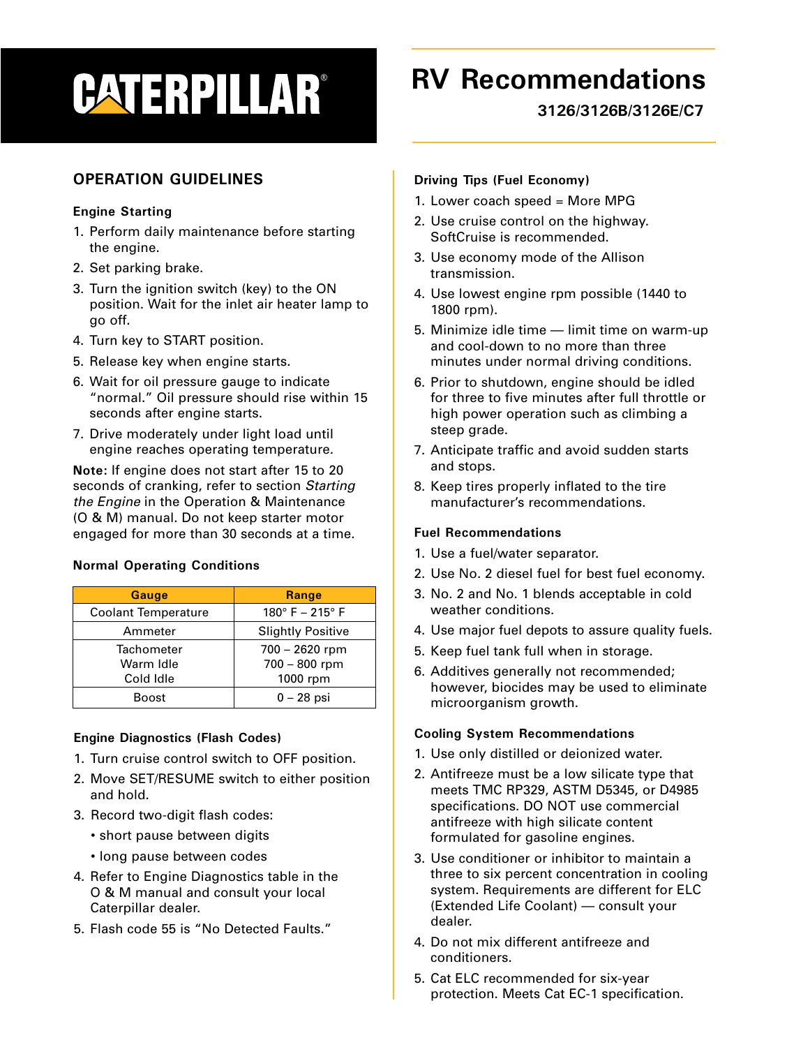CATERPILLAR®

# RV Recommendations

**3126/3126B/3126E/C7**

## OPERATION GUIDELINES

### Engine Starting

1. Perform daily maintenance before starting the engine.
2. Set parking brake.
3. Turn the ignition switch (key) to the ON position. Wait for the inlet air heater lamp to go off.
4. Turn key to START position.
5. Release key when engine starts.
6. Wait for oil pressure gauge to indicate "normal." Oil pressure should rise within 15 seconds after engine starts.
7. Drive moderately under light load until engine reaches operating temperature.

**Note:** If engine does not start after 15 to 20 seconds of cranking, refer to section *Starting the Engine* in the Operation & Maintenance (O & M) manual. Do not keep starter motor engaged for more than 30 seconds at a time.

### Normal Operating Conditions

| Gauge | Range |
|---|---|
| Coolant Temperature | 180° F – 215° F |
| Ammeter | Slightly Positive |
| Tachometer<br>Warm Idle<br>Cold Idle | 700 – 2620 rpm<br>700 – 800 rpm<br>1000 rpm |
| Boost | 0 – 28 psi |

### Engine Diagnostics (Flash Codes)

1. Turn cruise control switch to OFF position.
2. Move SET/RESUME switch to either position and hold.
3. Record two-digit flash codes:
   - short pause between digits
   - long pause between codes
4. Refer to Engine Diagnostics table in the O & M manual and consult your local Caterpillar dealer.
5. Flash code 55 is "No Detected Faults."

### Driving Tips (Fuel Economy)

1. Lower coach speed = More MPG
2. Use cruise control on the highway. SoftCruise is recommended.
3. Use economy mode of the Allison transmission.
4. Use lowest engine rpm possible (1440 to 1800 rpm).
5. Minimize idle time — limit time on warm-up and cool-down to no more than three minutes under normal driving conditions.
6. Prior to shutdown, engine should be idled for three to five minutes after full throttle or high power operation such as climbing a steep grade.
7. Anticipate traffic and avoid sudden starts and stops.
8. Keep tires properly inflated to the tire manufacturer's recommendations.

### Fuel Recommendations

1. Use a fuel/water separator.
2. Use No. 2 diesel fuel for best fuel economy.
3. No. 2 and No. 1 blends acceptable in cold weather conditions.
4. Use major fuel depots to assure quality fuels.
5. Keep fuel tank full when in storage.
6. Additives generally not recommended; however, biocides may be used to eliminate microorganism growth.

### Cooling System Recommendations

1. Use only distilled or deionized water.
2. Antifreeze must be a low silicate type that meets TMC RP329, ASTM D5345, or D4985 specifications. DO NOT use commercial antifreeze with high silicate content formulated for gasoline engines.
3. Use conditioner or inhibitor to maintain a three to six percent concentration in cooling system. Requirements are different for ELC (Extended Life Coolant) — consult your dealer.
4. Do not mix different antifreeze and conditioners.
5. Cat ELC recommended for six-year protection. Meets Cat EC-1 specification.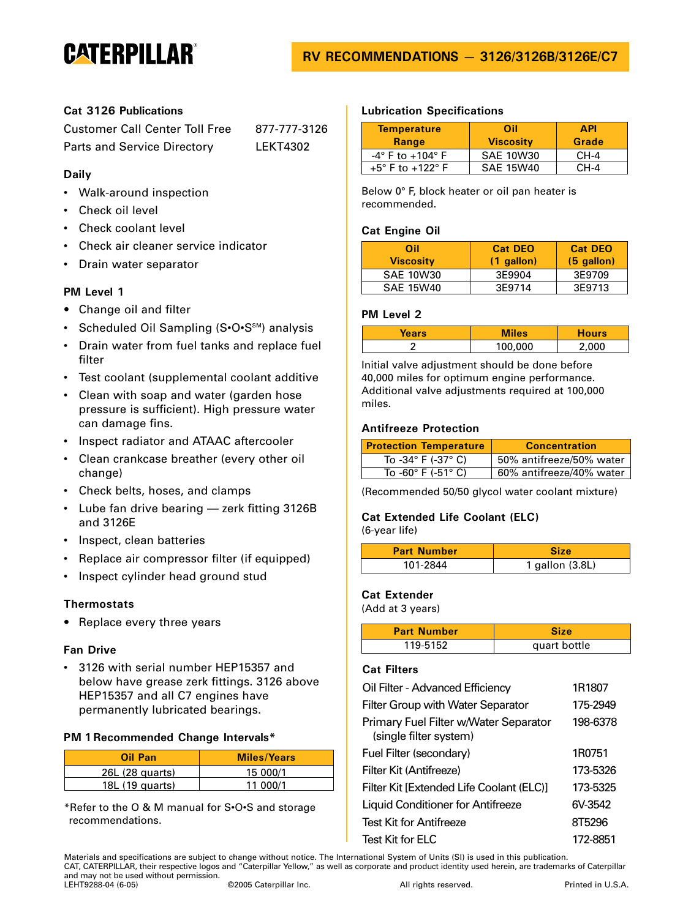# RV RECOMMENDATIONS — 3126/3126B/3126E/C7

### Cat 3126 Publications

| | |
|---|---|
| Customer Call Center Toll Free | 877-777-3126 |
| Parts and Service Directory | LEKT4302 |

### Daily

- Walk-around inspection
- Check oil level
- Check coolant level
- Check air cleaner service indicator
- Drain water separator

### PM Level 1

- Change oil and filter
- Scheduled Oil Sampling (S•O•S[SM]) analysis
- Drain water from fuel tanks and replace fuel filter
- Test coolant (supplemental coolant additive
- Clean with soap and water (garden hose pressure is sufficient). High pressure water can damage fins.
- Inspect radiator and ATAAC aftercooler
- Clean crankcase breather (every other oil change)
- Check belts, hoses, and clamps
- Lube fan drive bearing — zerk fitting 3126B and 3126E
- Inspect, clean batteries
- Replace air compressor filter (if equipped)
- Inspect cylinder head ground stud

### Thermostats

- Replace every three years

### Fan Drive

- 3126 with serial number HEP15357 and below have grease zerk fittings. 3126 above HEP15357 and all C7 engines have permanently lubricated bearings.

### PM 1 Recommended Change Intervals*

| Oil Pan | Miles/Years |
|---|---|
| 26L (28 quarts) | 15 000/1 |
| 18L (19 quarts) | 11 000/1 |

*Refer to the O & M manual for S•O•S and storage recommendations.

### Lubrication Specifications

| Temperature Range | Oil Viscosity | API Grade |
|---|---|---|
| -4° F to +104° F | SAE 10W30 | CH-4 |
| +5° F to +122° F | SAE 15W40 | CH-4 |

Below 0° F, block heater or oil pan heater is recommended.

### Cat Engine Oil

| Oil Viscosity | Cat DEO (1 gallon) | Cat DEO (5 gallon) |
|---|---|---|
| SAE 10W30 | 3E9904 | 3E9709 |
| SAE 15W40 | 3E9714 | 3E9713 |

### PM Level 2

| Years | Miles | Hours |
|---|---|---|
| 2 | 100,000 | 2,000 |

Initial valve adjustment should be done before 40,000 miles for optimum engine performance. Additional valve adjustments required at 100,000 miles.

### Antifreeze Protection

| Protection Temperature | Concentration |
|---|---|
| To -34° F (-37° C) | 50% antifreeze/50% water |
| To -60° F (-51° C) | 60% antifreeze/40% water |

(Recommended 50/50 glycol water coolant mixture)

### Cat Extended Life Coolant (ELC)

(6-year life)

| Part Number | Size |
|---|---|
| 101-2844 | 1 gallon (3.8L) |

### Cat Extender

(Add at 3 years)

| Part Number | Size |
|---|---|
| 119-5152 | quart bottle |

### Cat Filters

| | |
|---|---|
| Oil Filter - Advanced Efficiency | 1R1807 |
| Filter Group with Water Separator | 175-2949 |
| Primary Fuel Filter w/Water Separator (single filter system) | 198-6378 |
| Fuel Filter (secondary) | 1R0751 |
| Filter Kit (Antifreeze) | 173-5326 |
| Filter Kit [Extended Life Coolant (ELC)] | 173-5325 |
| Liquid Conditioner for Antifreeze | 6V-3542 |
| Test Kit for Antifreeze | 8T5296 |
| Test Kit for ELC | 172-8851 |

Materials and specifications are subject to change without notice. The International System of Units (SI) is used in this publication.
CAT, CATERPILLAR, their respective logos and "Caterpillar Yellow," as well as corporate and product identity used herein, are trademarks of Caterpillar and may not be used without permission.
LEHT9288-04 (6-05) ©2005 Caterpillar Inc. All rights reserved. Printed in U.S.A.